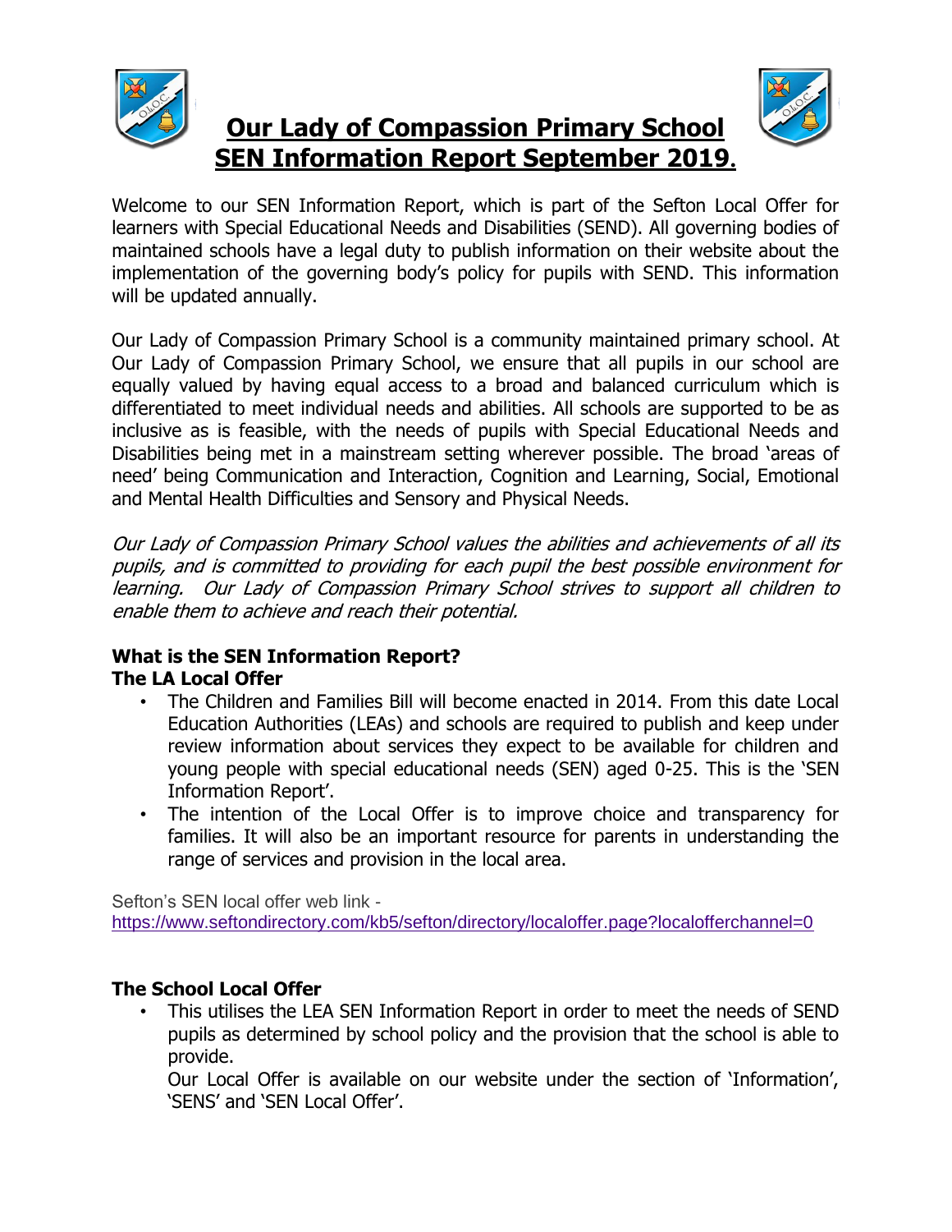# Our Lady of Compassion Primary School SEN Information Report September 2019.

Welcome to our SEN Information Report, which is part of the Sefton Local Offer for learners with Special Educational Needs and Disabilities (SEND). All governing bodies of maintained schools have a legal duty to publish information on their website about the implementation of the governing body's policy for pupils with SEND. This information will be updated annually.

Our Lady of Compassion Primary School is a community maintained primary school. At Our Lady of Compassion Primary School, we ensure that all pupils in our school are equally valued by having equal access to a broad and balanced curriculum which is differentiated to meet individual needs and abilities. All schools are supported to be as inclusive as is feasible, with the needs of pupils with Special Educational Needs and Disabilities being met in a mainstream setting wherever possible. The broad 'areas of need' being Communication and Interaction, Cognition and Learning, Social, Emotional and Mental Health Difficulties and Sensory and Physical Needs.

*Our Lady of Compassion Primary School values the abilities and achievements of all its pupils, and is committed to providing for each pupil the best possible environment for learning. Our Lady of Compassion Primary School strives to support all children to enable them to achieve and reach their potential.*

### What is the SEN Information Report?
### The LA Local Offer

- The Children and Families Bill will become enacted in 2014. From this date Local Education Authorities (LEAs) and schools are required to publish and keep under review information about services they expect to be available for children and young people with special educational needs (SEN) aged 0-25. This is the 'SEN Information Report'.
- The intention of the Local Offer is to improve choice and transparency for families. It will also be an important resource for parents in understanding the range of services and provision in the local area.

Sefton's SEN local offer web link -
https://www.seftondirectory.com/kb5/sefton/directory/localoffer.page?localofferchannel=0

### The School Local Offer

- This utilises the LEA SEN Information Report in order to meet the needs of SEND pupils as determined by school policy and the provision that the school is able to provide.

  Our Local Offer is available on our website under the section of 'Information', 'SENS' and 'SEN Local Offer'.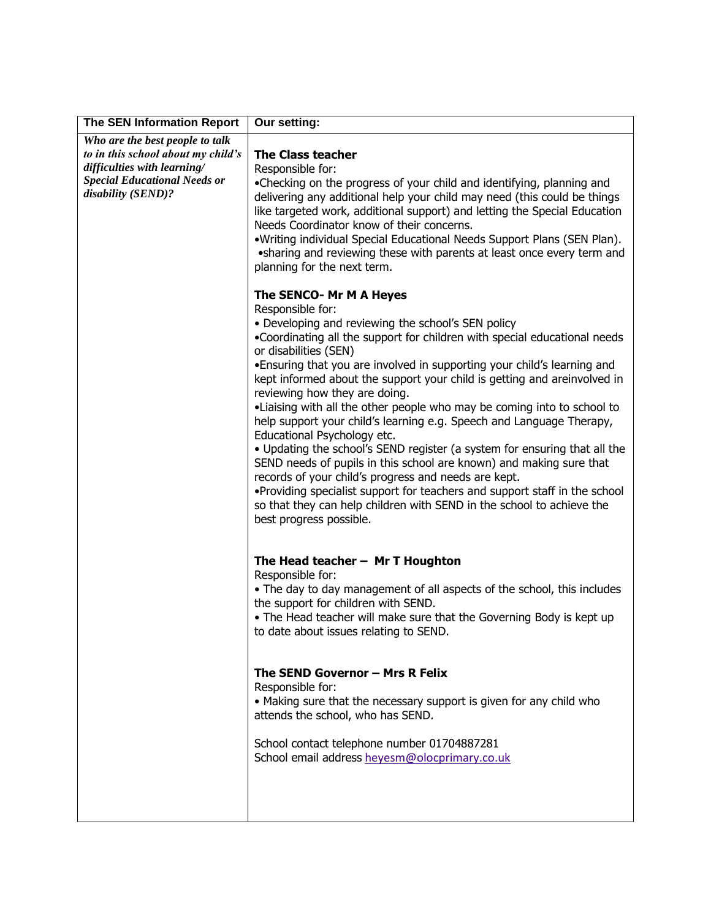| The SEN Information Report | Our setting: |
| --- | --- |
| ***Who are the best people to talk to in this school about my child's difficulties with learning/ Special Educational Needs or disability (SEND)?*** | **The Class teacher**<br>Responsible for:<br>•Checking on the progress of your child and identifying, planning and delivering any additional help your child may need (this could be things like targeted work, additional support) and letting the Special Education Needs Coordinator know of their concerns.<br>•Writing individual Special Educational Needs Support Plans (SEN Plan).<br>•sharing and reviewing these with parents at least once every term and planning for the next term.<br><br>**The SENCO- Mr M A Heyes**<br>Responsible for:<br>• Developing and reviewing the school's SEN policy<br>•Coordinating all the support for children with special educational needs or disabilities (SEN)<br>•Ensuring that you are involved in supporting your child's learning and kept informed about the support your child is getting and areinvolved in reviewing how they are doing.<br>•Liaising with all the other people who may be coming into to school to help support your child's learning e.g. Speech and Language Therapy, Educational Psychology etc.<br>• Updating the school's SEND register (a system for ensuring that all the SEND needs of pupils in this school are known) and making sure that records of your child's progress and needs are kept.<br>•Providing specialist support for teachers and support staff in the school so that they can help children with SEND in the school to achieve the best progress possible.<br><br>**The Head teacher – Mr T Houghton**<br>Responsible for:<br>• The day to day management of all aspects of the school, this includes the support for children with SEND.<br>• The Head teacher will make sure that the Governing Body is kept up to date about issues relating to SEND.<br><br>**The SEND Governor – Mrs R Felix**<br>Responsible for:<br>• Making sure that the necessary support is given for any child who attends the school, who has SEND.<br><br>School contact telephone number 01704887281<br>School email address heyesm@olocprimary.co.uk |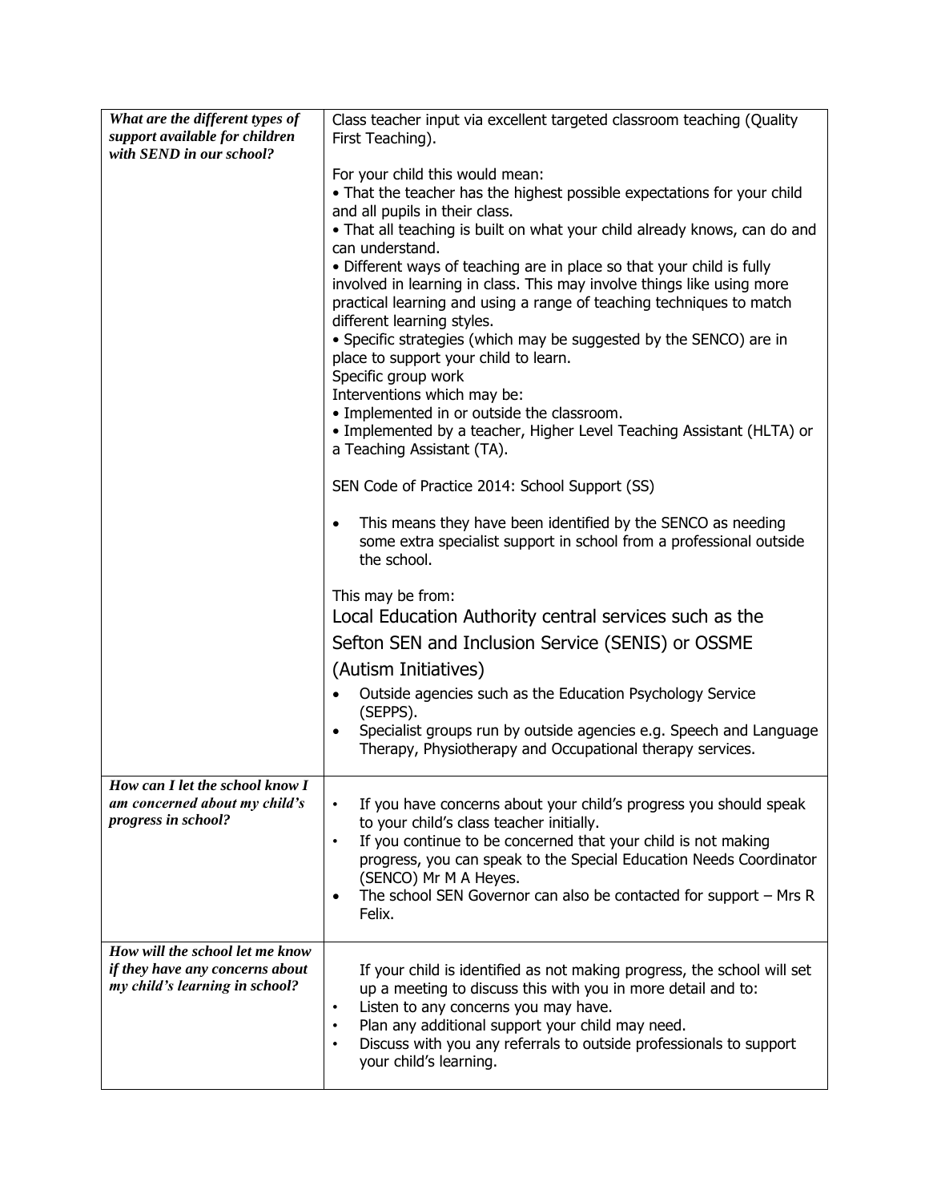| | |
|---|---|
| ***What are the different types of support available for children with SEND in our school?*** | Class teacher input via excellent targeted classroom teaching (Quality First Teaching).<br><br>For your child this would mean:<br>• That the teacher has the highest possible expectations for your child and all pupils in their class.<br>• That all teaching is built on what your child already knows, can do and can understand.<br>• Different ways of teaching are in place so that your child is fully involved in learning in class. This may involve things like using more practical learning and using a range of teaching techniques to match different learning styles.<br>• Specific strategies (which may be suggested by the SENCO) are in place to support your child to learn.<br>Specific group work<br>Interventions which may be:<br>• Implemented in or outside the classroom.<br>• Implemented by a teacher, Higher Level Teaching Assistant (HLTA) or a Teaching Assistant (TA).<br><br>SEN Code of Practice 2014: School Support (SS)<br><br>• This means they have been identified by the SENCO as needing some extra specialist support in school from a professional outside the school.<br><br>This may be from:<br>Local Education Authority central services such as the Sefton SEN and Inclusion Service (SENIS) or OSSME (Autism Initiatives)<br>• Outside agencies such as the Education Psychology Service (SEPPS).<br>• Specialist groups run by outside agencies e.g. Speech and Language Therapy, Physiotherapy and Occupational therapy services. |
| ***How can I let the school know I am concerned about my child's progress in school?*** | • If you have concerns about your child's progress you should speak to your child's class teacher initially.<br>• If you continue to be concerned that your child is not making progress, you can speak to the Special Education Needs Coordinator (SENCO) Mr M A Heyes.<br>• The school SEN Governor can also be contacted for support – Mrs R Felix. |
| ***How will the school let me know if they have any concerns about my child's learning in school?*** | If your child is identified as not making progress, the school will set up a meeting to discuss this with you in more detail and to:<br>• Listen to any concerns you may have.<br>• Plan any additional support your child may need.<br>• Discuss with you any referrals to outside professionals to support your child's learning. |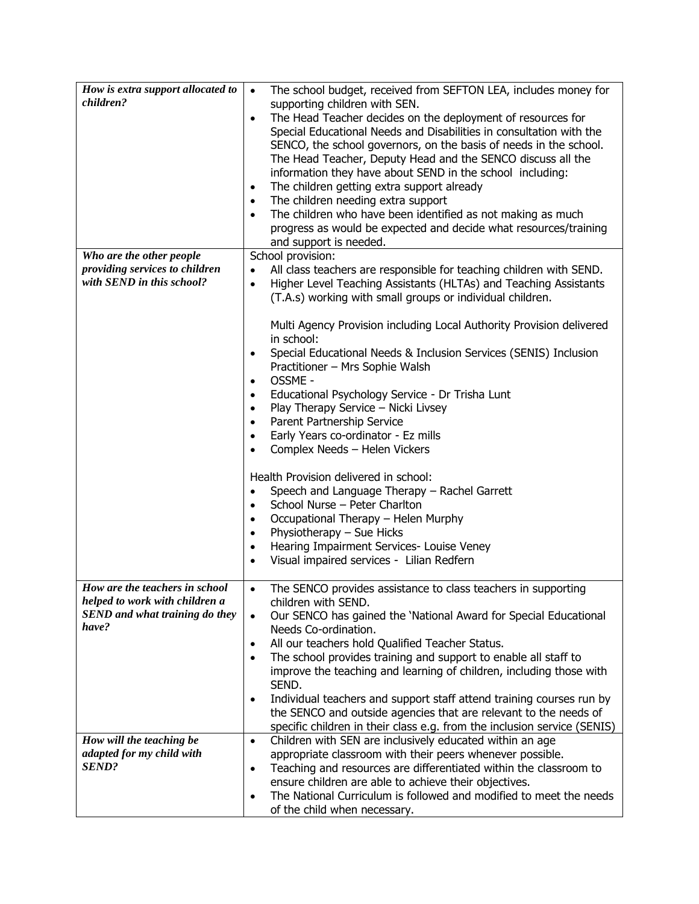| *How is extra support allocated to children?* | <ul><li>The school budget, received from SEFTON LEA, includes money for supporting children with SEN.</li><li>The Head Teacher decides on the deployment of resources for Special Educational Needs and Disabilities in consultation with the SENCO, the school governors, on the basis of needs in the school. The Head Teacher, Deputy Head and the SENCO discuss all the information they have about SEND in the school including:</li><li>The children getting extra support already</li><li>The children needing extra support</li><li>The children who have been identified as not making as much progress as would be expected and decide what resources/training and support is needed.</li></ul> |
|---|---|
| *Who are the other people providing services to children with SEND in this school?* | School provision:<ul><li>All class teachers are responsible for teaching children with SEND.</li><li>Higher Level Teaching Assistants (HLTAs) and Teaching Assistants (T.A.s) working with small groups or individual children.</li></ul>Multi Agency Provision including Local Authority Provision delivered in school:<ul><li>Special Educational Needs & Inclusion Services (SENIS) Inclusion Practitioner – Mrs Sophie Walsh</li><li>OSSME -</li><li>Educational Psychology Service - Dr Trisha Lunt</li><li>Play Therapy Service – Nicki Livsey</li><li>Parent Partnership Service</li><li>Early Years co-ordinator - Ez mills</li><li>Complex Needs – Helen Vickers</li></ul>Health Provision delivered in school:<ul><li>Speech and Language Therapy – Rachel Garrett</li><li>School Nurse – Peter Charlton</li><li>Occupational Therapy – Helen Murphy</li><li>Physiotherapy – Sue Hicks</li><li>Hearing Impairment Services- Louise Veney</li><li>Visual impaired services - Lilian Redfern</li></ul> |
| *How are the teachers in school helped to work with children a SEND and what training do they have?* | <ul><li>The SENCO provides assistance to class teachers in supporting children with SEND.</li><li>Our SENCO has gained the 'National Award for Special Educational Needs Co-ordination.</li><li>All our teachers hold Qualified Teacher Status.</li><li>The school provides training and support to enable all staff to improve the teaching and learning of children, including those with SEND.</li><li>Individual teachers and support staff attend training courses run by the SENCO and outside agencies that are relevant to the needs of specific children in their class e.g. from the inclusion service (SENIS)</li></ul> |
| *How will the teaching be adapted for my child with SEND?* | <ul><li>Children with SEN are inclusively educated within an age appropriate classroom with their peers whenever possible.</li><li>Teaching and resources are differentiated within the classroom to ensure children are able to achieve their objectives.</li><li>The National Curriculum is followed and modified to meet the needs of the child when necessary.</li></ul> |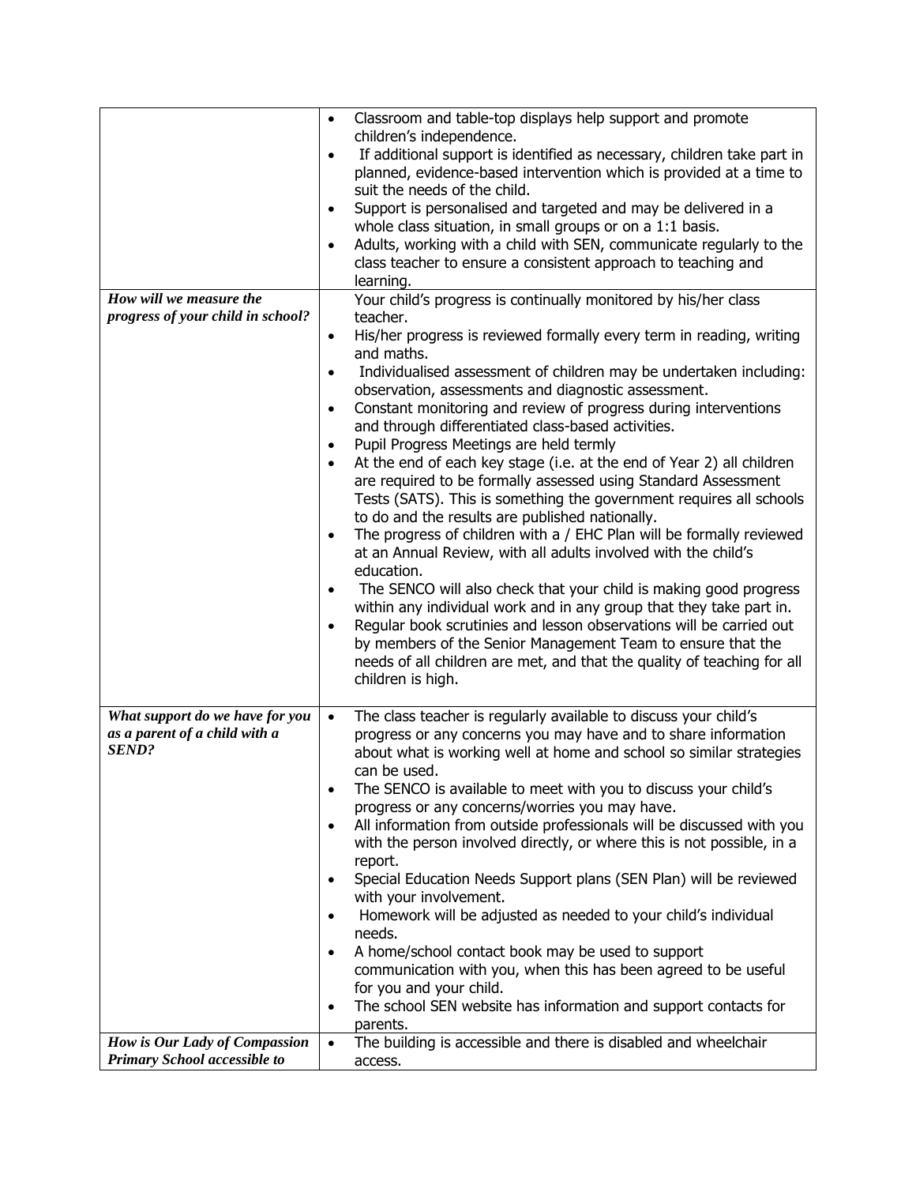| | |
|---|---|
| | • Classroom and table-top displays help support and promote children's independence.<br>• If additional support is identified as necessary, children take part in planned, evidence-based intervention which is provided at a time to suit the needs of the child.<br>• Support is personalised and targeted and may be delivered in a whole class situation, in small groups or on a 1:1 basis.<br>• Adults, working with a child with SEN, communicate regularly to the class teacher to ensure a consistent approach to teaching and learning. |
| ***How will we measure the progress of your child in school?*** | Your child's progress is continually monitored by his/her class teacher.<br>• His/her progress is reviewed formally every term in reading, writing and maths.<br>• Individualised assessment of children may be undertaken including: observation, assessments and diagnostic assessment.<br>• Constant monitoring and review of progress during interventions and through differentiated class-based activities.<br>• Pupil Progress Meetings are held termly<br>• At the end of each key stage (i.e. at the end of Year 2) all children are required to be formally assessed using Standard Assessment Tests (SATS). This is something the government requires all schools to do and the results are published nationally.<br>• The progress of children with a / EHC Plan will be formally reviewed at an Annual Review, with all adults involved with the child's education.<br>• The SENCO will also check that your child is making good progress within any individual work and in any group that they take part in.<br>• Regular book scrutinies and lesson observations will be carried out by members of the Senior Management Team to ensure that the needs of all children are met, and that the quality of teaching for all children is high. |
| ***What support do we have for you as a parent of a child with a SEND?*** | • The class teacher is regularly available to discuss your child's progress or any concerns you may have and to share information about what is working well at home and school so similar strategies can be used.<br>• The SENCO is available to meet with you to discuss your child's progress or any concerns/worries you may have.<br>• All information from outside professionals will be discussed with you with the person involved directly, or where this is not possible, in a report.<br>• Special Education Needs Support plans (SEN Plan) will be reviewed with your involvement.<br>• Homework will be adjusted as needed to your child's individual needs.<br>• A home/school contact book may be used to support communication with you, when this has been agreed to be useful for you and your child.<br>• The school SEN website has information and support contacts for parents. |
| ***How is Our Lady of Compassion Primary School accessible to*** | • The building is accessible and there is disabled and wheelchair access. |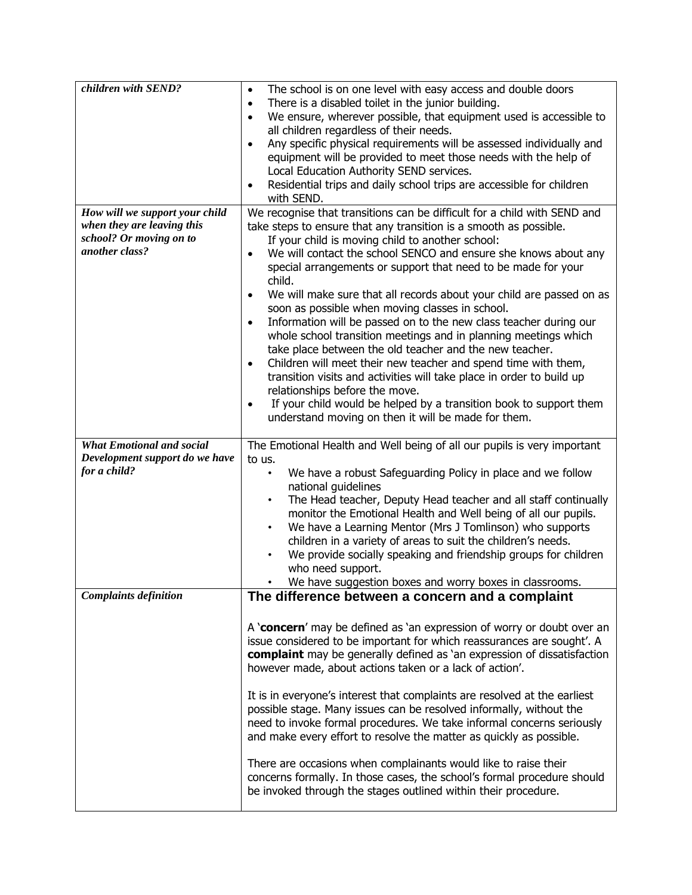| *children with SEND?* | • The school is on one level with easy access and double doors<br>• There is a disabled toilet in the junior building.<br>• We ensure, wherever possible, that equipment used is accessible to all children regardless of their needs.<br>• Any specific physical requirements will be assessed individually and equipment will be provided to meet those needs with the help of Local Education Authority SEND services.<br>• Residential trips and daily school trips are accessible for children with SEND. |
|---|---|
| ***How will we support your child when they are leaving this school? Or moving on to another class?*** | We recognise that transitions can be difficult for a child with SEND and take steps to ensure that any transition is a smooth as possible.<br>If your child is moving child to another school:<br>• We will contact the school SENCO and ensure she knows about any special arrangements or support that need to be made for your child.<br>• We will make sure that all records about your child are passed on as soon as possible when moving classes in school.<br>• Information will be passed on to the new class teacher during our whole school transition meetings and in planning meetings which take place between the old teacher and the new teacher.<br>• Children will meet their new teacher and spend time with them, transition visits and activities will take place in order to build up relationships before the move.<br>• If your child would be helped by a transition book to support them understand moving on then it will be made for them. |
| ***What Emotional and social Development support do we have for a child?*** | The Emotional Health and Well being of all our pupils is very important to us.<br>• We have a robust Safeguarding Policy in place and we follow national guidelines<br>• The Head teacher, Deputy Head teacher and all staff continually monitor the Emotional Health and Well being of all our pupils.<br>• We have a Learning Mentor (Mrs J Tomlinson) who supports children in a variety of areas to suit the children's needs.<br>• We provide socially speaking and friendship groups for children who need support.<br>• We have suggestion boxes and worry boxes in classrooms. |
| ***Complaints definition*** | **The difference between a concern and a complaint**<br><br>A '**concern**' may be defined as 'an expression of worry or doubt over an issue considered to be important for which reassurances are sought'. A **complaint** may be generally defined as 'an expression of dissatisfaction however made, about actions taken or a lack of action'.<br><br>It is in everyone's interest that complaints are resolved at the earliest possible stage. Many issues can be resolved informally, without the need to invoke formal procedures. We take informal concerns seriously and make every effort to resolve the matter as quickly as possible.<br><br>There are occasions when complainants would like to raise their concerns formally. In those cases, the school's formal procedure should be invoked through the stages outlined within their procedure. |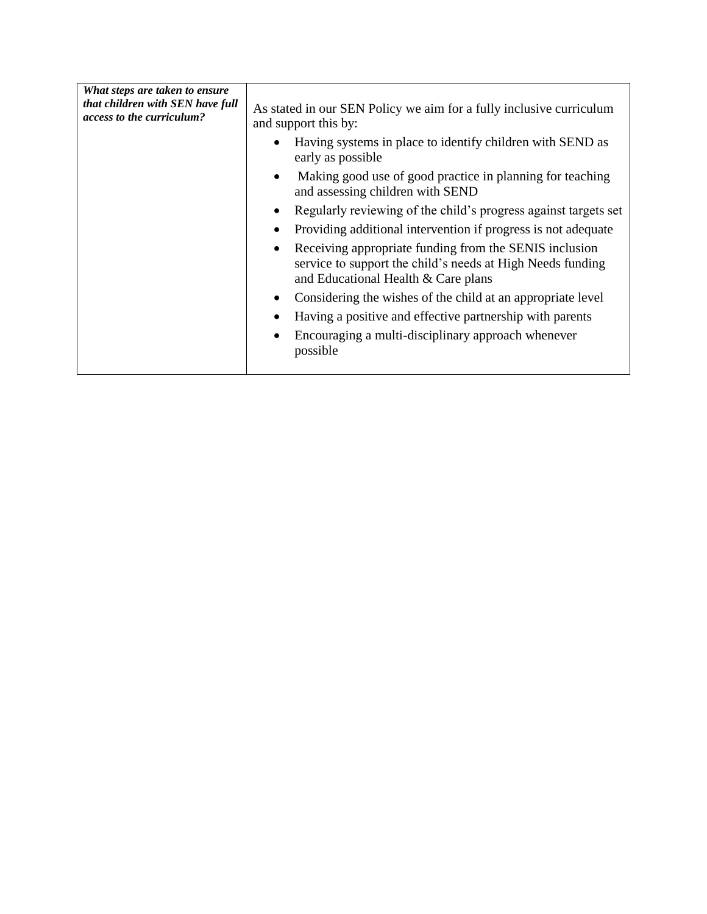| | |
|---|---|
| ***What steps are taken to ensure that children with SEN have full access to the curriculum?*** | As stated in our SEN Policy we aim for a fully inclusive curriculum and support this by:<br>• Having systems in place to identify children with SEND as early as possible<br>• Making good use of good practice in planning for teaching and assessing children with SEND<br>• Regularly reviewing of the child's progress against targets set<br>• Providing additional intervention if progress is not adequate<br>• Receiving appropriate funding from the SENIS inclusion service to support the child's needs at High Needs funding and Educational Health & Care plans<br>• Considering the wishes of the child at an appropriate level<br>• Having a positive and effective partnership with parents<br>• Encouraging a multi-disciplinary approach whenever possible |